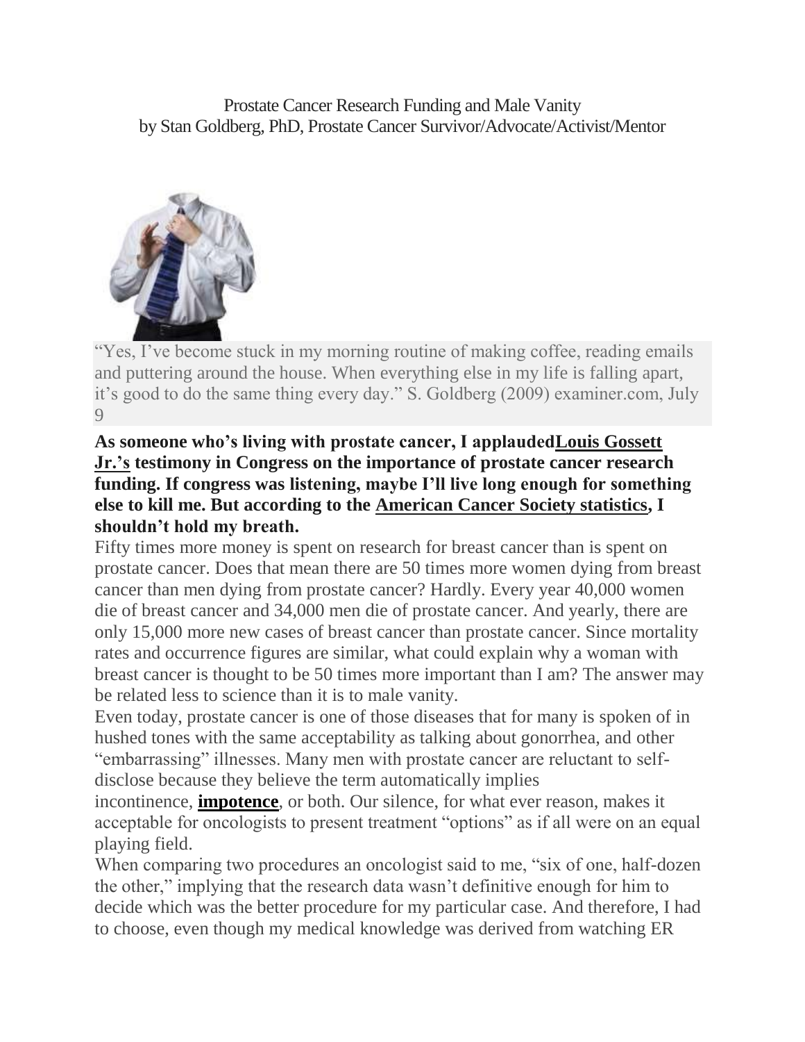Prostate Cancer Research Funding and Male Vanity
by Stan Goldberg, PhD, Prostate Cancer Survivor/Advocate/Activist/Mentor

"Yes, I've become stuck in my morning routine of making coffee, reading emails and puttering around the house. When everything else in my life is falling apart, it's good to do the same thing every day." S. Goldberg (2009) examiner.com, July 9

**As someone who's living with prostate cancer, I applaudedLouis Gossett Jr.'s testimony in Congress on the importance of prostate cancer research funding. If congress was listening, maybe I'll live long enough for something else to kill me. But according to the American Cancer Society statistics, I shouldn't hold my breath.**

Fifty times more money is spent on research for breast cancer than is spent on prostate cancer. Does that mean there are 50 times more women dying from breast cancer than men dying from prostate cancer? Hardly. Every year 40,000 women die of breast cancer and 34,000 men die of prostate cancer. And yearly, there are only 15,000 more new cases of breast cancer than prostate cancer. Since mortality rates and occurrence figures are similar, what could explain why a woman with breast cancer is thought to be 50 times more important than I am? The answer may be related less to science than it is to male vanity.

Even today, prostate cancer is one of those diseases that for many is spoken of in hushed tones with the same acceptability as talking about gonorrhea, and other "embarrassing" illnesses. Many men with prostate cancer are reluctant to self-disclose because they believe the term automatically implies incontinence, **impotence**, or both. Our silence, for what ever reason, makes it acceptable for oncologists to present treatment "options" as if all were on an equal playing field.

When comparing two procedures an oncologist said to me, "six of one, half-dozen the other," implying that the research data wasn't definitive enough for him to decide which was the better procedure for my particular case. And therefore, I had to choose, even though my medical knowledge was derived from watching ER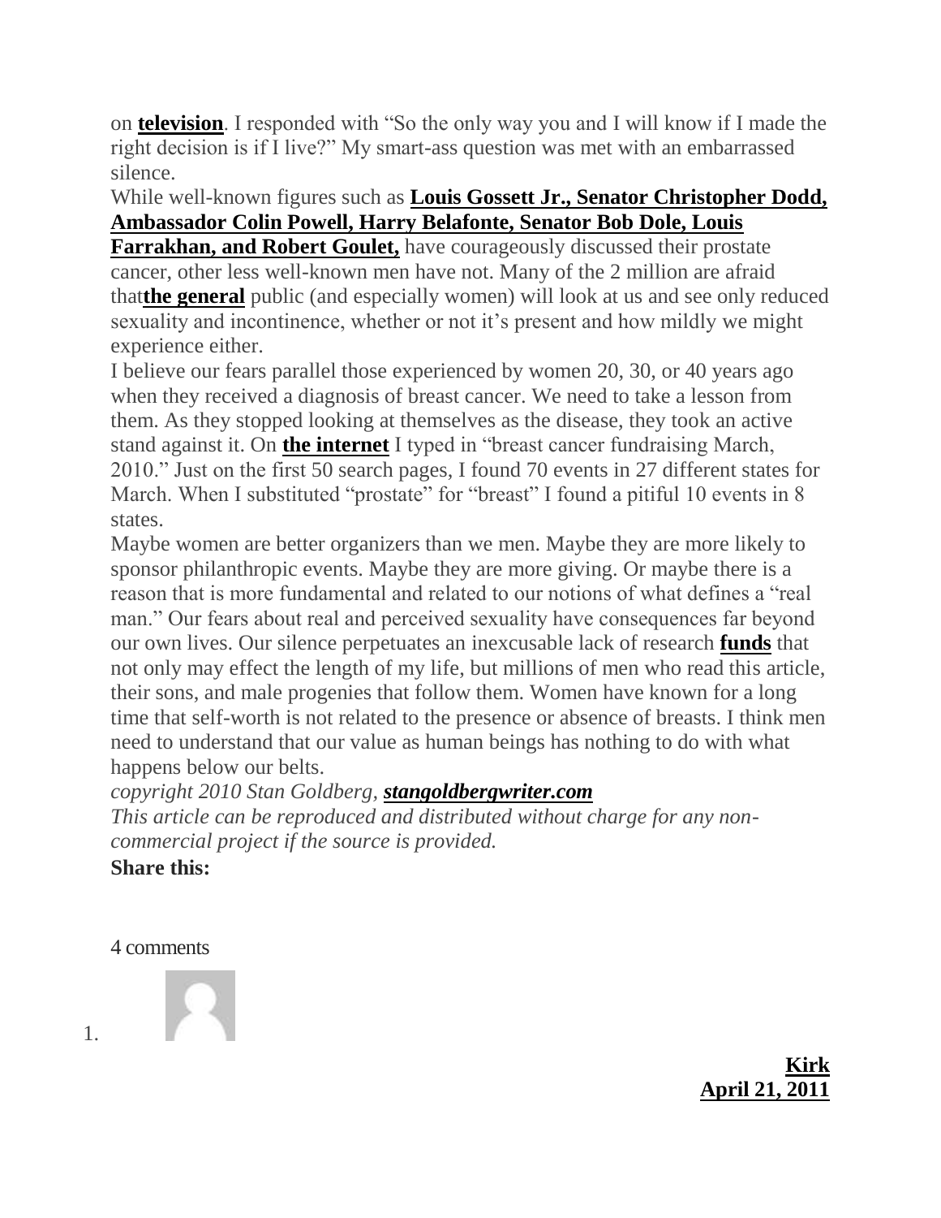on **television**. I responded with “So the only way you and I will know if I made the right decision is if I live?” My smart-ass question was met with an embarrassed silence.

While well-known figures such as **Louis Gossett Jr., Senator Christopher Dodd, Ambassador Colin Powell, Harry Belafonte, Senator Bob Dole, Louis Farrakhan, and Robert Goulet,** have courageously discussed their prostate cancer, other less well-known men have not. Many of the 2 million are afraid that**the general** public (and especially women) will look at us and see only reduced sexuality and incontinence, whether or not it’s present and how mildly we might experience either.

I believe our fears parallel those experienced by women 20, 30, or 40 years ago when they received a diagnosis of breast cancer. We need to take a lesson from them. As they stopped looking at themselves as the disease, they took an active stand against it. On **the internet** I typed in “breast cancer fundraising March, 2010.” Just on the first 50 search pages, I found 70 events in 27 different states for March. When I substituted “prostate” for “breast” I found a pitiful 10 events in 8 states.

Maybe women are better organizers than we men. Maybe they are more likely to sponsor philanthropic events. Maybe they are more giving. Or maybe there is a reason that is more fundamental and related to our notions of what defines a “real man.” Our fears about real and perceived sexuality have consequences far beyond our own lives. Our silence perpetuates an inexcusable lack of research **funds** that not only may effect the length of my life, but millions of men who read this article, their sons, and male progenies that follow them. Women have known for a long time that self-worth is not related to the presence or absence of breasts. I think men need to understand that our value as human beings has nothing to do with what happens below our belts.

*copyright 2010 Stan Goldberg,* ***stangoldbergwriter.com***

*This article can be reproduced and distributed without charge for any non-commercial project if the source is provided.*

**Share this:**

4 comments

1. **Kirk**
   **April 21, 2011**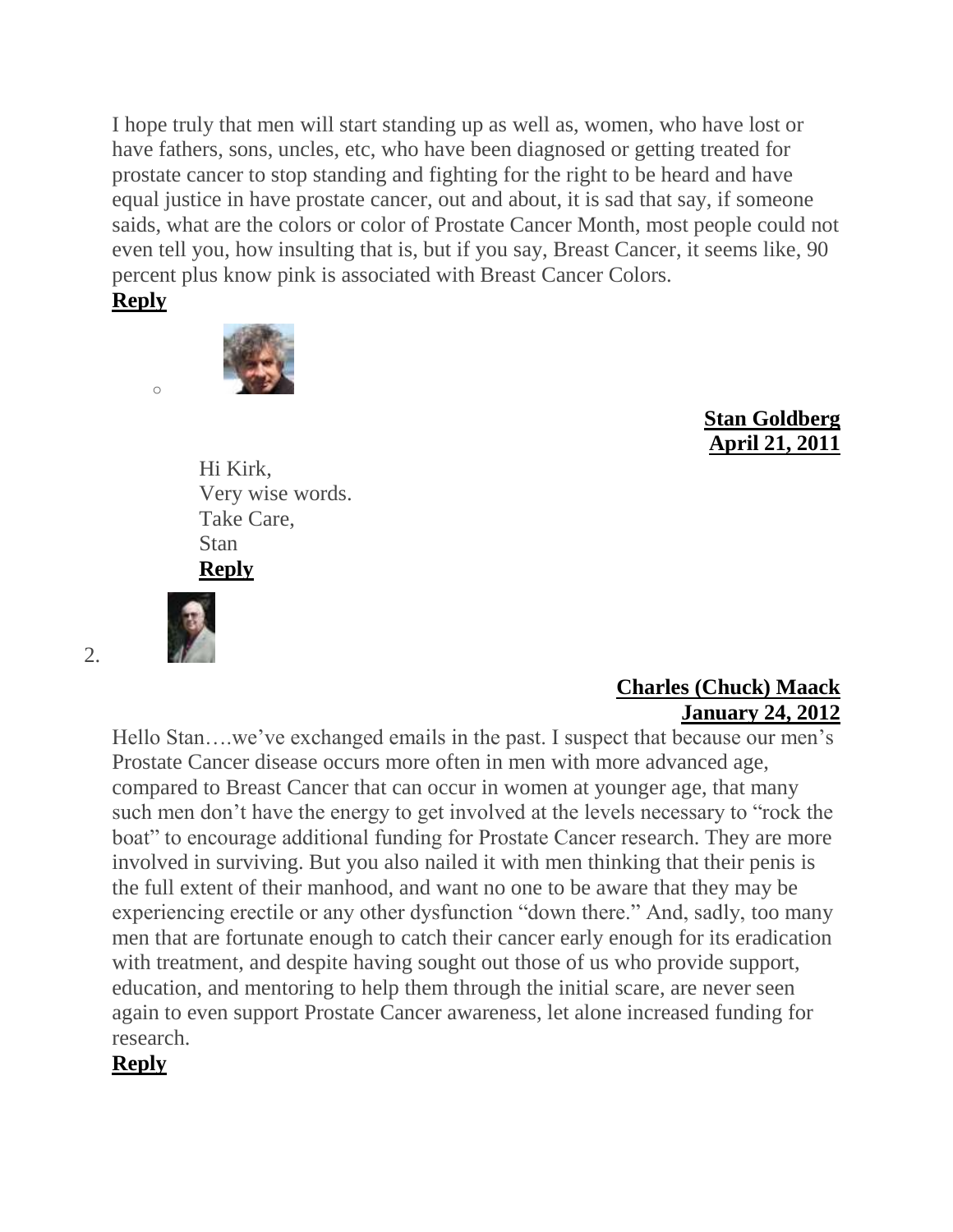I hope truly that men will start standing up as well as, women, who have lost or have fathers, sons, uncles, etc, who have been diagnosed or getting treated for prostate cancer to stop standing and fighting for the right to be heard and have equal justice in have prostate cancer, out and about, it is sad that say, if someone saids, what are the colors or color of Prostate Cancer Month, most people could not even tell you, how insulting that is, but if you say, Breast Cancer, it seems like, 90 percent plus know pink is associated with Breast Cancer Colors.

**Reply**

- **Stan Goldberg**
  **April 21, 2011**

  Hi Kirk,
  Very wise words.
  Take Care,
  Stan

  **Reply**

2. **Charles (Chuck) Maack**
   **January 24, 2012**

Hello Stan….we've exchanged emails in the past. I suspect that because our men's Prostate Cancer disease occurs more often in men with more advanced age, compared to Breast Cancer that can occur in women at younger age, that many such men don't have the energy to get involved at the levels necessary to "rock the boat" to encourage additional funding for Prostate Cancer research. They are more involved in surviving. But you also nailed it with men thinking that their penis is the full extent of their manhood, and want no one to be aware that they may be experiencing erectile or any other dysfunction "down there." And, sadly, too many men that are fortunate enough to catch their cancer early enough for its eradication with treatment, and despite having sought out those of us who provide support, education, and mentoring to help them through the initial scare, are never seen again to even support Prostate Cancer awareness, let alone increased funding for research.

**Reply**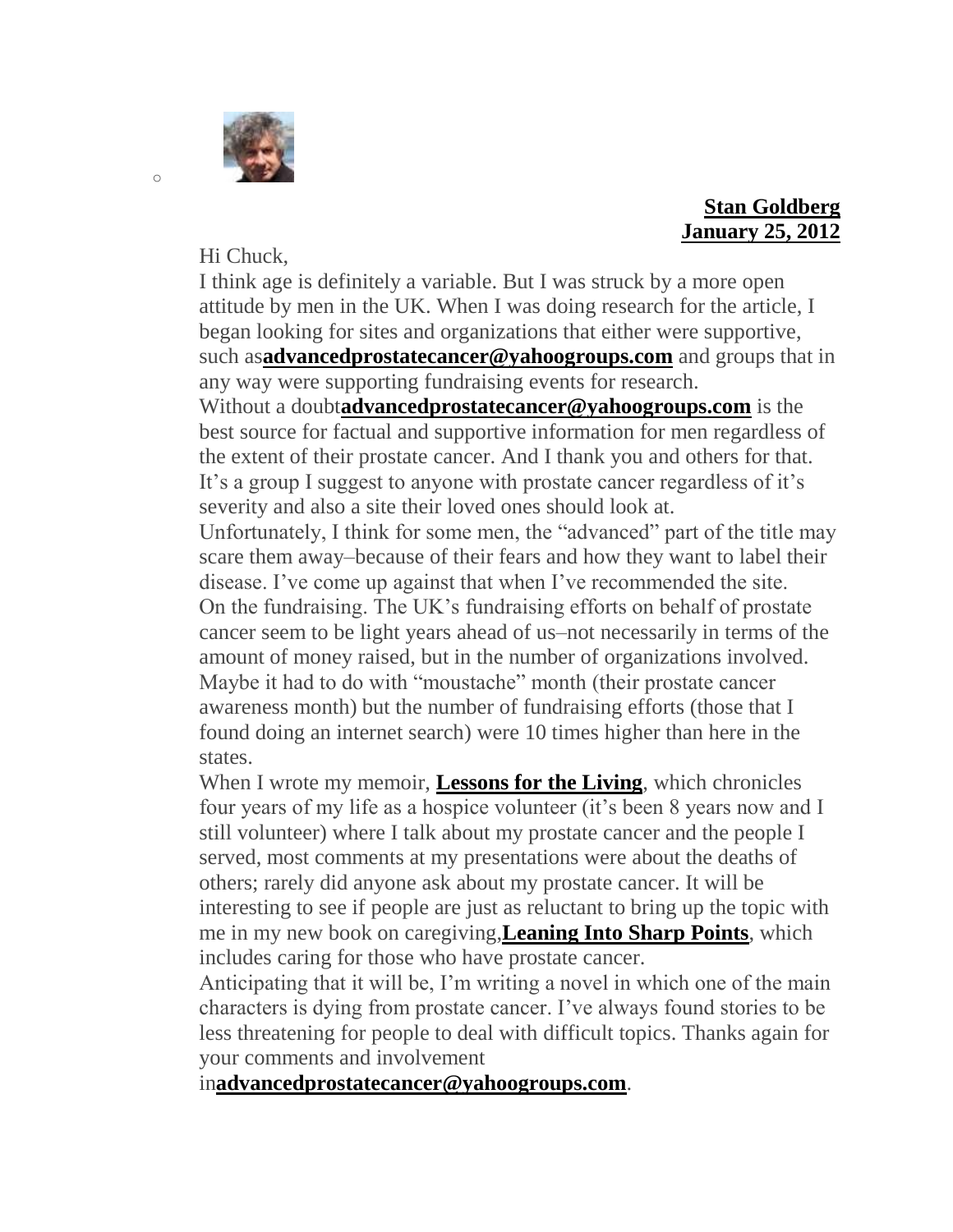**Stan Goldberg**
**January 25, 2012**

Hi Chuck,

I think age is definitely a variable. But I was struck by a more open attitude by men in the UK. When I was doing research for the article, I began looking for sites and organizations that either were supportive, such as**advancedprostatecancer@yahoogroups.com** and groups that in any way were supporting fundraising events for research.

Without a doubt**advancedprostatecancer@yahoogroups.com** is the best source for factual and supportive information for men regardless of the extent of their prostate cancer. And I thank you and others for that. It's a group I suggest to anyone with prostate cancer regardless of it's severity and also a site their loved ones should look at.

Unfortunately, I think for some men, the "advanced" part of the title may scare them away–because of their fears and how they want to label their disease. I've come up against that when I've recommended the site.

On the fundraising. The UK's fundraising efforts on behalf of prostate cancer seem to be light years ahead of us–not necessarily in terms of the amount of money raised, but in the number of organizations involved. Maybe it had to do with "moustache" month (their prostate cancer awareness month) but the number of fundraising efforts (those that I found doing an internet search) were 10 times higher than here in the states.

When I wrote my memoir, **Lessons for the Living**, which chronicles four years of my life as a hospice volunteer (it's been 8 years now and I still volunteer) where I talk about my prostate cancer and the people I served, most comments at my presentations were about the deaths of others; rarely did anyone ask about my prostate cancer. It will be interesting to see if people are just as reluctant to bring up the topic with me in my new book on caregiving,**Leaning Into Sharp Points**, which includes caring for those who have prostate cancer.

Anticipating that it will be, I'm writing a novel in which one of the main characters is dying from prostate cancer. I've always found stories to be less threatening for people to deal with difficult topics. Thanks again for your comments and involvement in**advancedprostatecancer@yahoogroups.com**.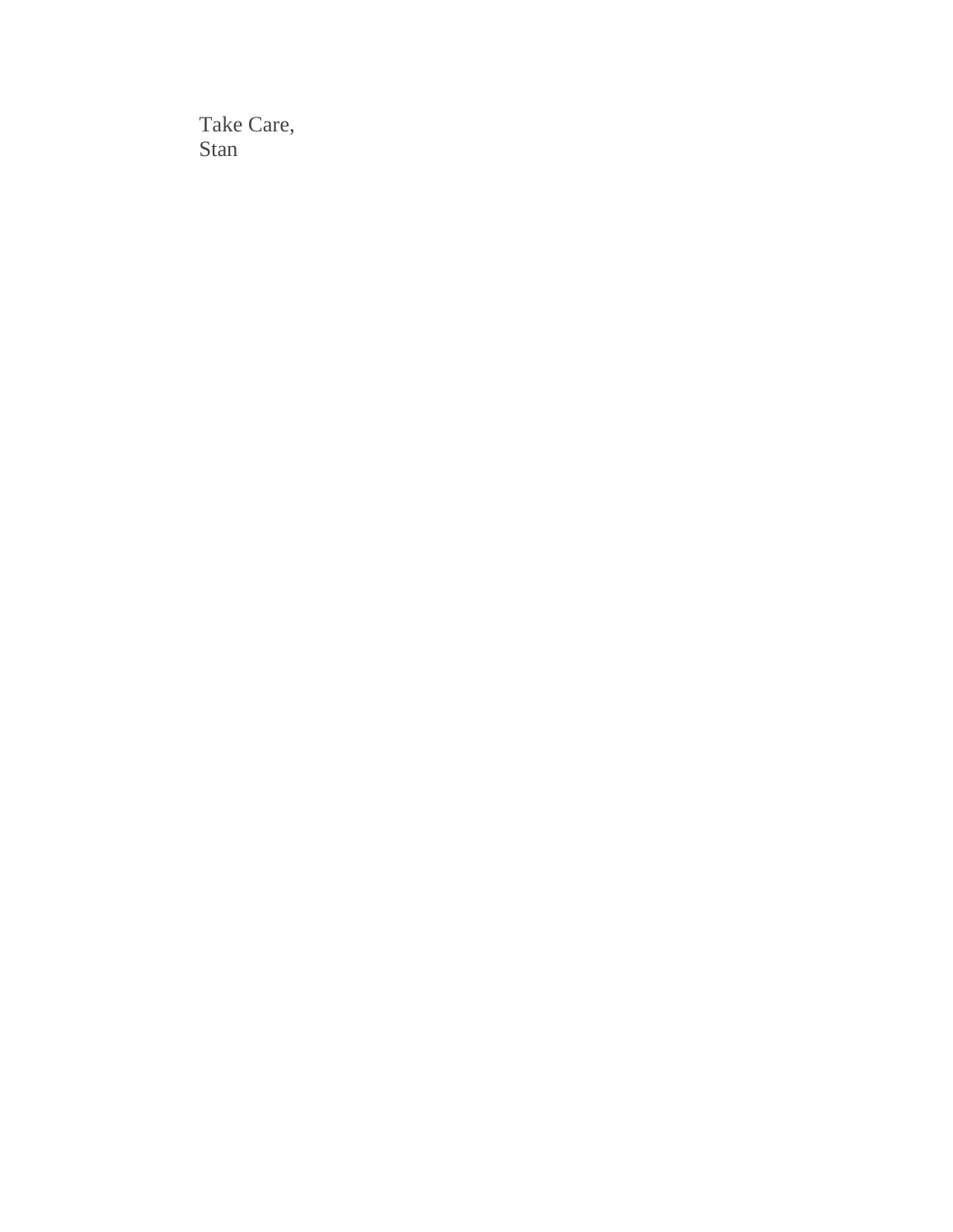Take Care,
Stan